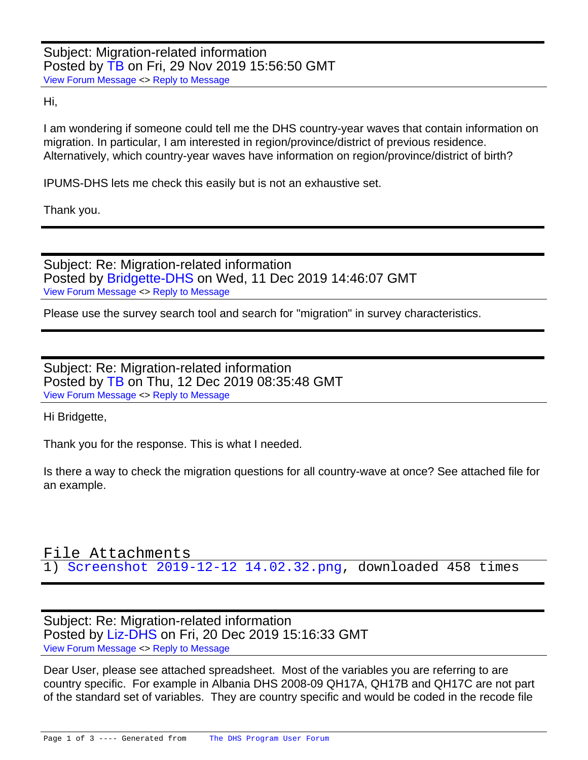Subject: Migration-related information
Posted by TB on Fri, 29 Nov 2019 15:56:50 GMT
View Forum Message <> Reply to Message

Hi,

I am wondering if someone could tell me the DHS country-year waves that contain information on migration. In particular, I am interested in region/province/district of previous residence. Alternatively, which country-year waves have information on region/province/district of birth?

IPUMS-DHS lets me check this easily but is not an exhaustive set.

Thank you.

---

Subject: Re: Migration-related information
Posted by Bridgette-DHS on Wed, 11 Dec 2019 14:46:07 GMT
View Forum Message <> Reply to Message

Please use the survey search tool and search for "migration" in survey characteristics.

---

Subject: Re: Migration-related information
Posted by TB on Thu, 12 Dec 2019 08:35:48 GMT
View Forum Message <> Reply to Message

Hi Bridgette,

Thank you for the response. This is what I needed.

Is there a way to check the migration questions for all country-wave at once? See attached file for an example.

File Attachments
1) Screenshot 2019-12-12 14.02.32.png, downloaded 458 times

---

Subject: Re: Migration-related information
Posted by Liz-DHS on Fri, 20 Dec 2019 15:16:33 GMT
View Forum Message <> Reply to Message

Dear User, please see attached spreadsheet. Most of the variables you are referring to are country specific. For example in Albania DHS 2008-09 QH17A, QH17B and QH17C are not part of the standard set of variables. They are country specific and would be coded in the recode file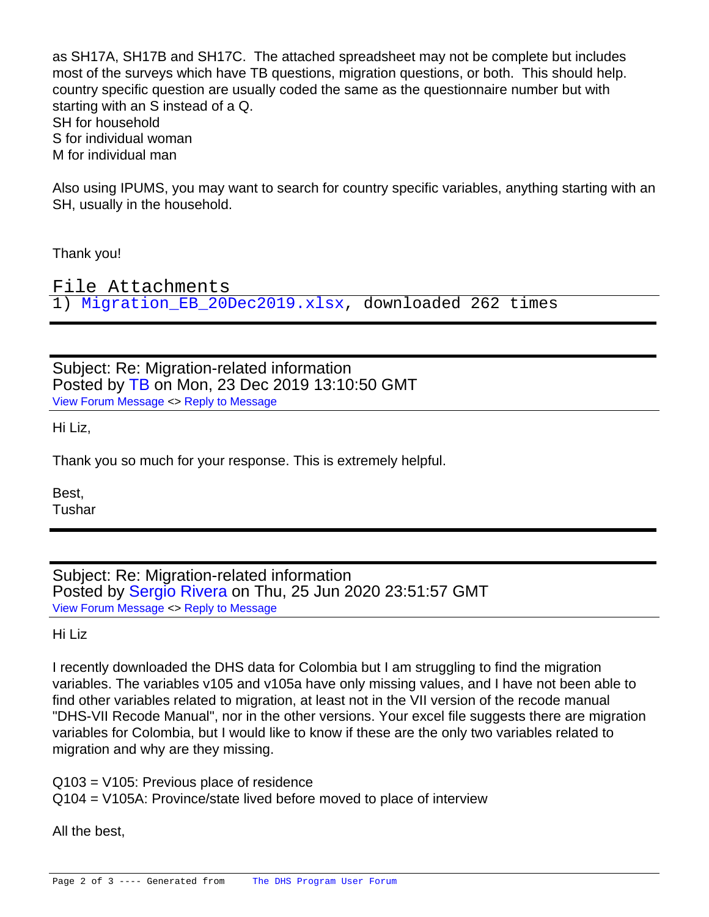as SH17A, SH17B and SH17C.  The attached spreadsheet may not be complete but includes most of the surveys which have TB questions, migration questions, or both.  This should help. country specific question are usually coded the same as the questionnaire number but with starting with an S instead of a Q.
SH for household
S for individual woman
M for individual man

Also using IPUMS, you may want to search for country specific variables, anything starting with an SH, usually in the household.

Thank you!

File Attachments
1) Migration_EB_20Dec2019.xlsx, downloaded 262 times

---

Subject: Re: Migration-related information
Posted by TB on Mon, 23 Dec 2019 13:10:50 GMT
View Forum Message <> Reply to Message

Hi Liz,

Thank you so much for your response. This is extremely helpful.

Best,
Tushar

---

Subject: Re: Migration-related information
Posted by Sergio Rivera on Thu, 25 Jun 2020 23:51:57 GMT
View Forum Message <> Reply to Message

Hi Liz

I recently downloaded the DHS data for Colombia but I am struggling to find the migration variables. The variables v105 and v105a have only missing values, and I have not been able to find other variables related to migration, at least not in the VII version of the recode manual "DHS-VII Recode Manual", nor in the other versions. Your excel file suggests there are migration variables for Colombia, but I would like to know if these are the only two variables related to migration and why are they missing.

Q103 = V105: Previous place of residence
Q104 = V105A: Province/state lived before moved to place of interview

All the best,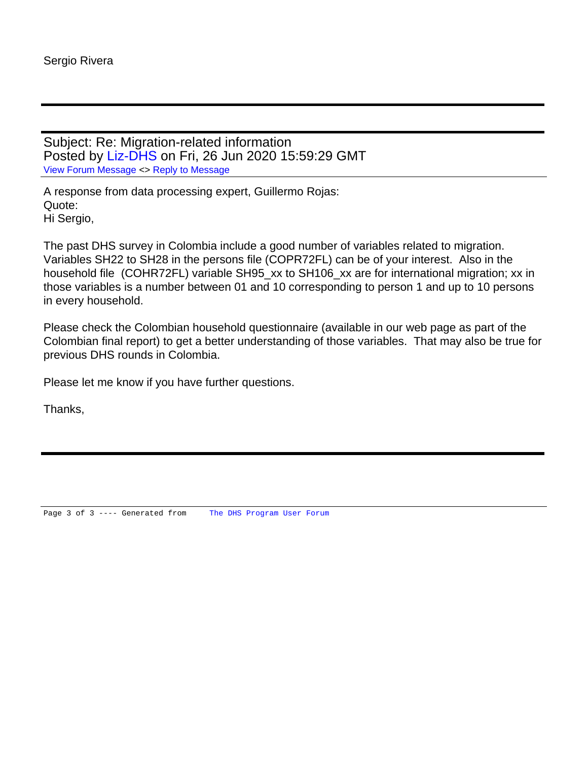Sergio Rivera

---

Subject: Re: Migration-related information
Posted by Liz-DHS on Fri, 26 Jun 2020 15:59:29 GMT
View Forum Message <> Reply to Message

A response from data processing expert, Guillermo Rojas:
Quote:
Hi Sergio,

The past DHS survey in Colombia include a good number of variables related to migration. Variables SH22 to SH28 in the persons file (COPR72FL) can be of your interest. Also in the household file (COHR72FL) variable SH95_xx to SH106_xx are for international migration; xx in those variables is a number between 01 and 10 corresponding to person 1 and up to 10 persons in every household.

Please check the Colombian household questionnaire (available in our web page as part of the Colombian final report) to get a better understanding of those variables. That may also be true for previous DHS rounds in Colombia.

Please let me know if you have further questions.

Thanks,